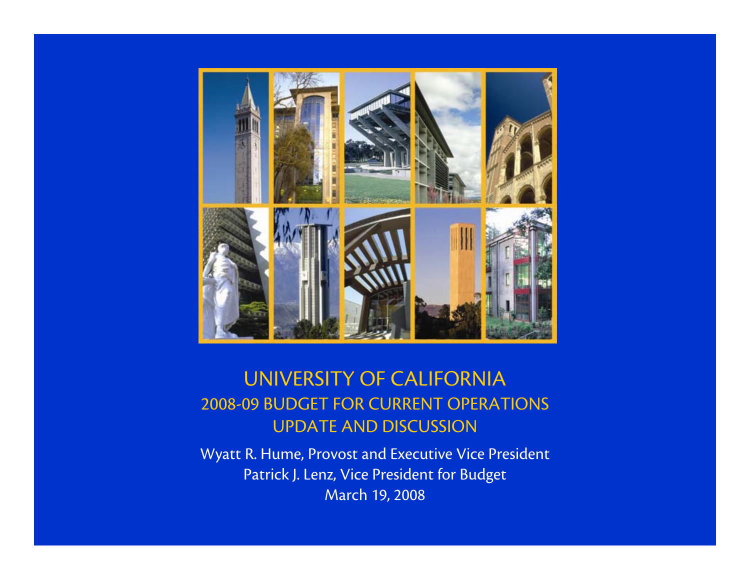# UNIVERSITY OF CALIFORNIA

## 2008-09 BUDGET FOR CURRENT OPERATIONS UPDATE AND DISCUSSION

Wyatt R. Hume, Provost and Executive Vice President

Patrick J. Lenz, Vice President for Budget

March 19, 2008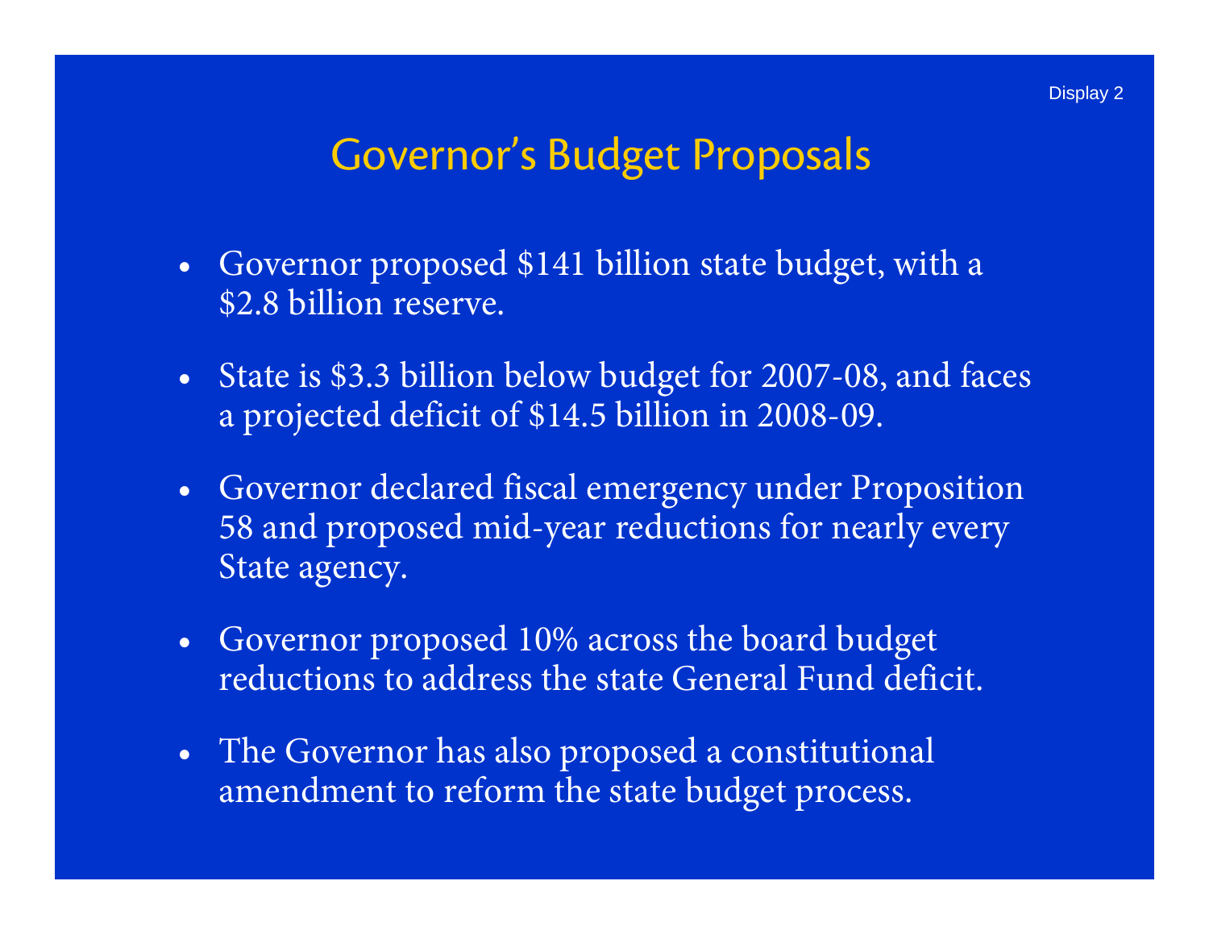Display 2

# Governor's Budget Proposals

- Governor proposed $141 billion state budget, with a $2.8 billion reserve.
- State is $3.3 billion below budget for 2007-08, and faces a projected deficit of $14.5 billion in 2008-09.
- Governor declared fiscal emergency under Proposition 58 and proposed mid-year reductions for nearly every State agency.
- Governor proposed 10% across the board budget reductions to address the state General Fund deficit.
- The Governor has also proposed a constitutional amendment to reform the state budget process.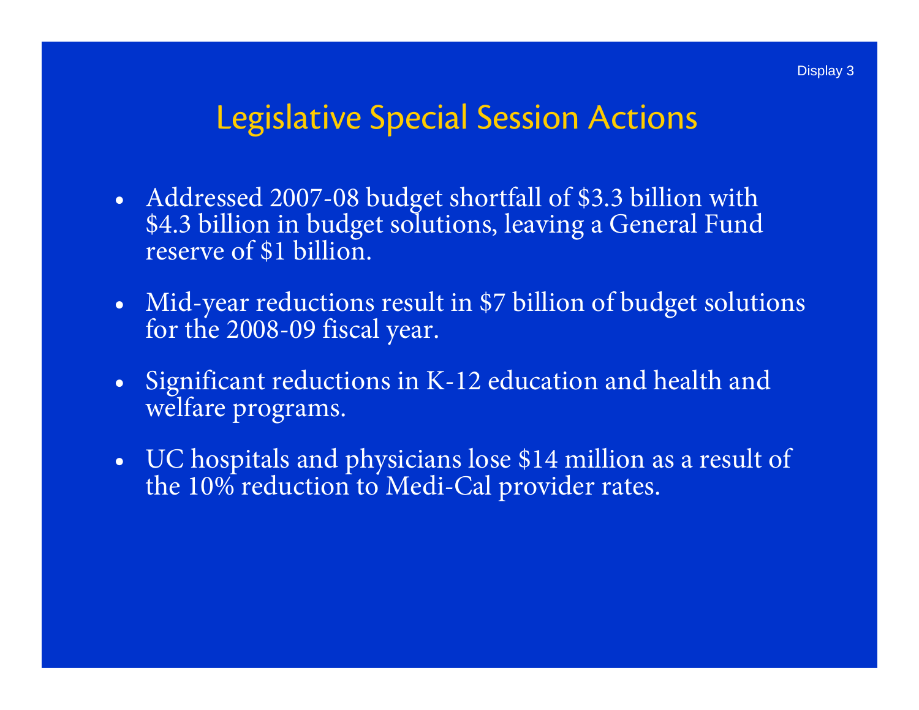# Legislative Special Session Actions

- Addressed 2007-08 budget shortfall of $3.3 billion with $4.3 billion in budget solutions, leaving a General Fund reserve of $1 billion.
- Mid-year reductions result in $7 billion of budget solutions for the 2008-09 fiscal year.
- Significant reductions in K-12 education and health and welfare programs.
- UC hospitals and physicians lose $14 million as a result of the 10% reduction to Medi-Cal provider rates.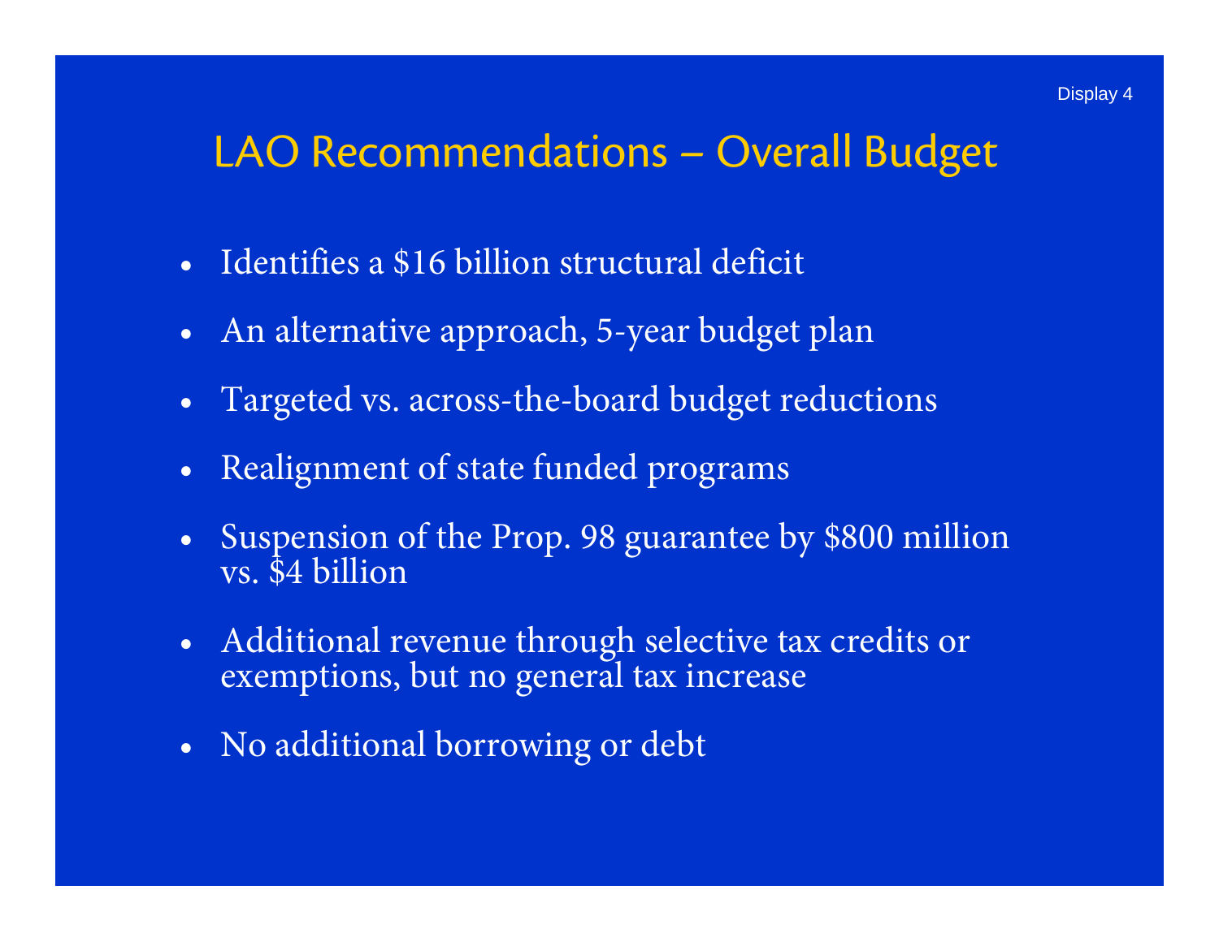Display 4

# LAO Recommendations – Overall Budget

- Identifies a $16 billion structural deficit
- An alternative approach, 5-year budget plan
- Targeted vs. across-the-board budget reductions
- Realignment of state funded programs
- Suspension of the Prop. 98 guarantee by $800 million vs. $4 billion
- Additional revenue through selective tax credits or exemptions, but no general tax increase
- No additional borrowing or debt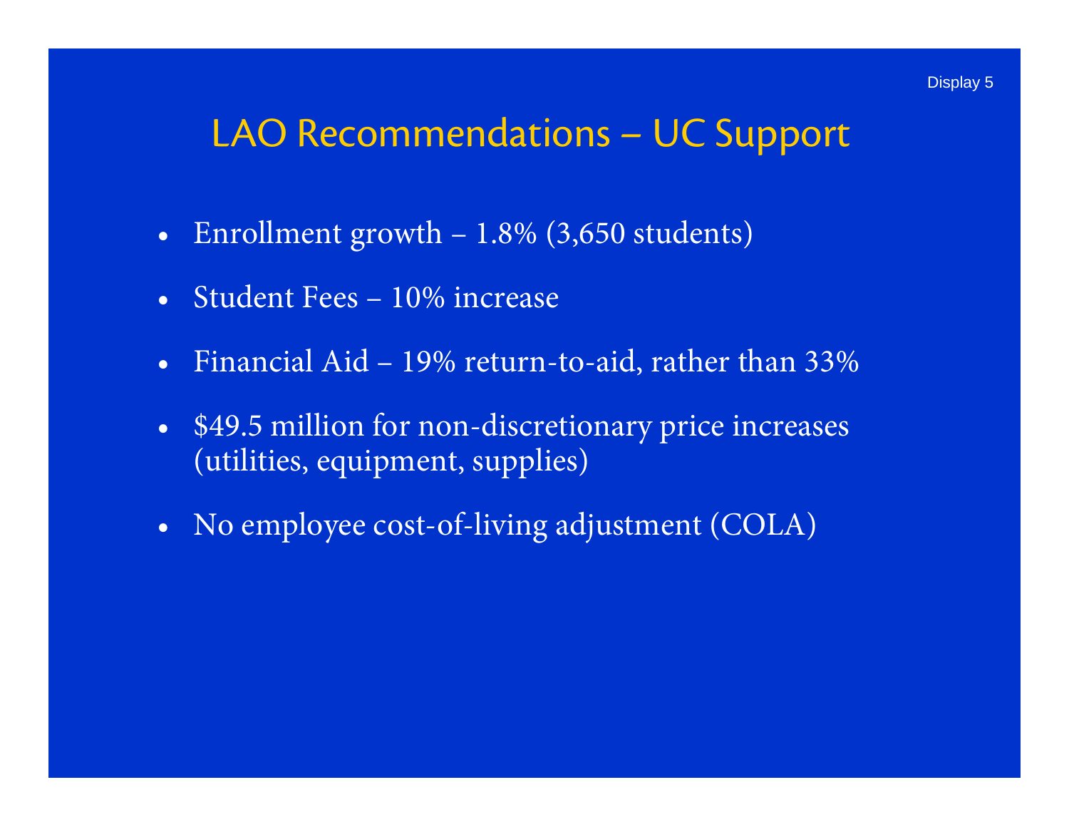Display 5

# LAO Recommendations – UC Support

- Enrollment growth – 1.8% (3,650 students)
- Student Fees – 10% increase
- Financial Aid – 19% return-to-aid, rather than 33%
- $49.5 million for non-discretionary price increases (utilities, equipment, supplies)
- No employee cost-of-living adjustment (COLA)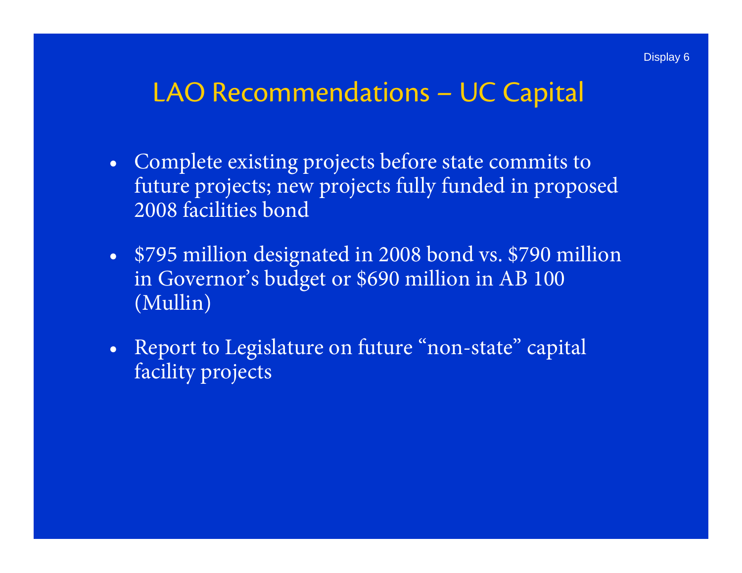Display 6

# LAO Recommendations – UC Capital

- Complete existing projects before state commits to future projects; new projects fully funded in proposed 2008 facilities bond
- $795 million designated in 2008 bond vs. $790 million in Governor's budget or $690 million in AB 100 (Mullin)
- Report to Legislature on future "non-state" capital facility projects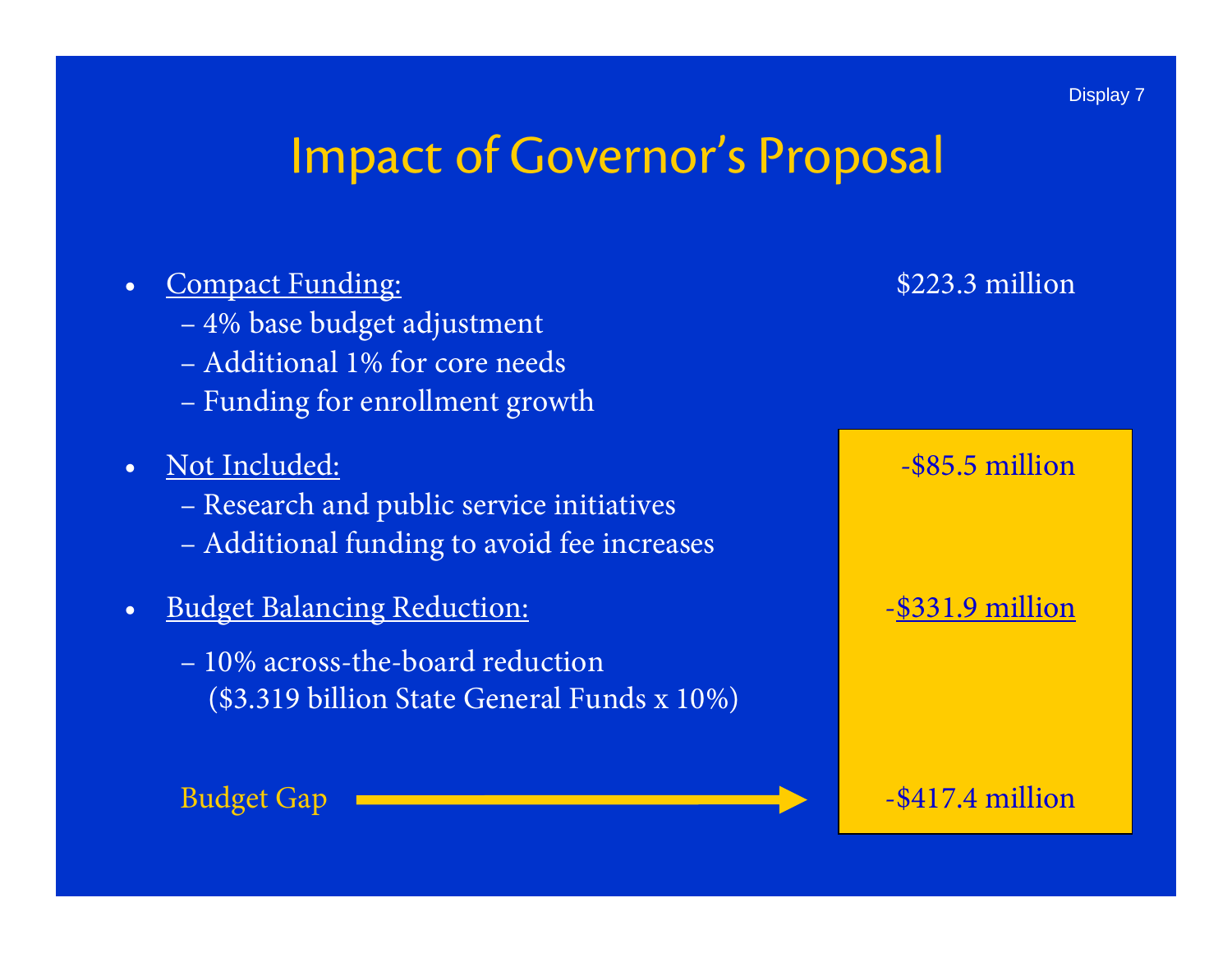Display 7

# Impact of Governor's Proposal

- Compact Funding: $223.3 million
  - 4% base budget adjustment
  - Additional 1% for core needs
  - Funding for enrollment growth
- Not Included: -$85.5 million
  - Research and public service initiatives
  - Additional funding to avoid fee increases
- Budget Balancing Reduction: -$331.9 million
  - 10% across-the-board reduction ($3.319 billion State General Funds x 10%)

Budget Gap → -$417.4 million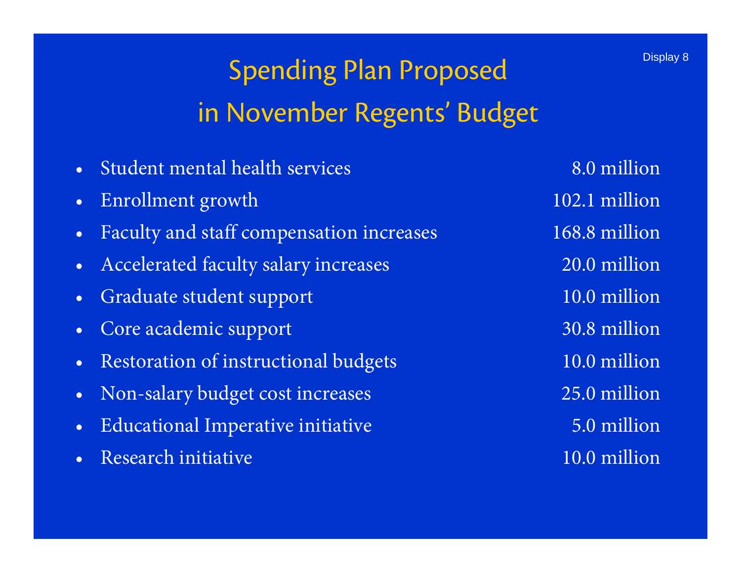Display 8

# Spending Plan Proposed in November Regents' Budget

- Student mental health services 8.0 million
- Enrollment growth 102.1 million
- Faculty and staff compensation increases 168.8 million
- Accelerated faculty salary increases 20.0 million
- Graduate student support 10.0 million
- Core academic support 30.8 million
- Restoration of instructional budgets 10.0 million
- Non-salary budget cost increases 25.0 million
- Educational Imperative initiative 5.0 million
- Research initiative 10.0 million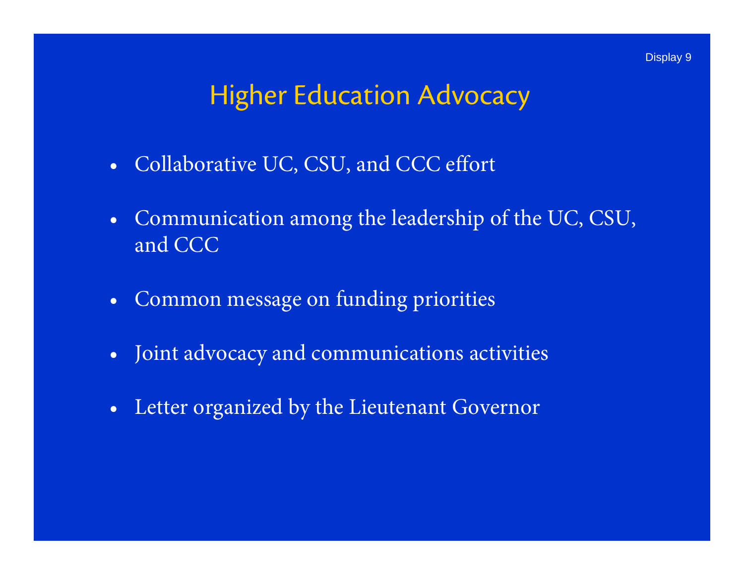Display 9

# Higher Education Advocacy

- Collaborative UC, CSU, and CCC effort
- Communication among the leadership of the UC, CSU, and CCC
- Common message on funding priorities
- Joint advocacy and communications activities
- Letter organized by the Lieutenant Governor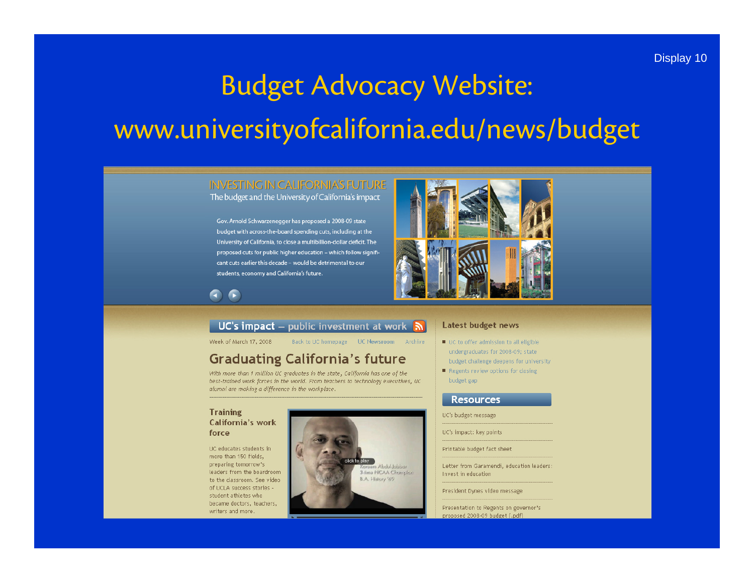Display 10

# Budget Advocacy Website: www.universityofcalifornia.edu/news/budget

INVESTING IN CALIFORNIA'S FUTURE
The budget and the University of California's impact

Gov. Arnold Schwarzenegger has proposed a 2008-09 state budget with across-the-board spending cuts, including at the University of California, to close a multibillion-dollar deficit. The proposed cuts for public higher education – which follow significant cuts earlier this decade – would be detrimental to our students, economy and California's future.

## UC's impact – public investment at work

Week of March 17, 2008 | Back to UC homepage | UC Newsroom | Archive

### Graduating California's future

*With more than 1 million UC graduates in the state, California has one of the best-trained work forces in the world. From teachers to technology executives, UC alumni are making a difference in the workplace.*

#### Training California's work force

UC educates students in more than 150 fields, preparing tomorrow's leaders from the boardroom to the classroom. See video of UCLA success stories - student athletes who became doctors, teachers, writers and more.

click to play
Kareem Abdul-Jabbar
3-time NCAA Champion
B.A. History '69

### Latest budget news

- UC to offer admission to all eligible undergraduates for 2008-09; state budget challenge deepens for university
- Regents review options for closing budget gap

### Resources

- UC's budget message
- UC's impact: key points
- Printable budget fact sheet
- Letter from Garamendi, education leaders: Invest in education
- President Dynes video message
- Presentation to Regents on governor's proposed 2008-09 budget (.pdf)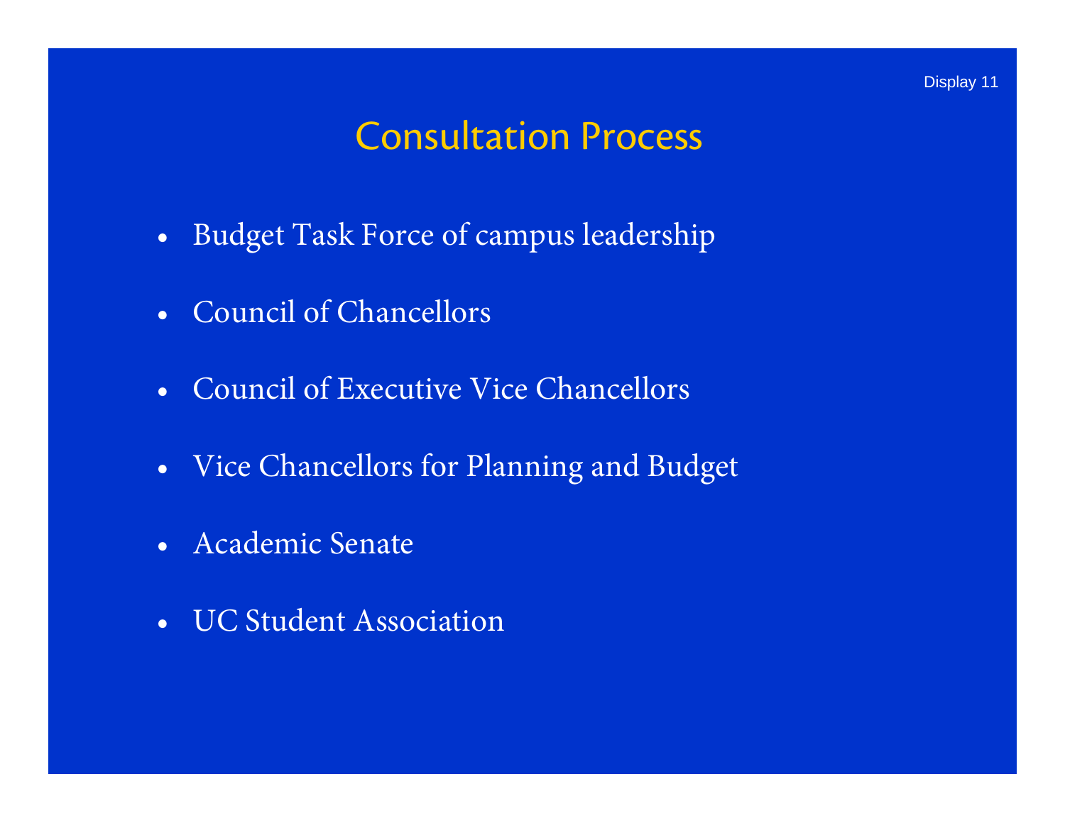Display 11

# Consultation Process

- Budget Task Force of campus leadership
- Council of Chancellors
- Council of Executive Vice Chancellors
- Vice Chancellors for Planning and Budget
- Academic Senate
- UC Student Association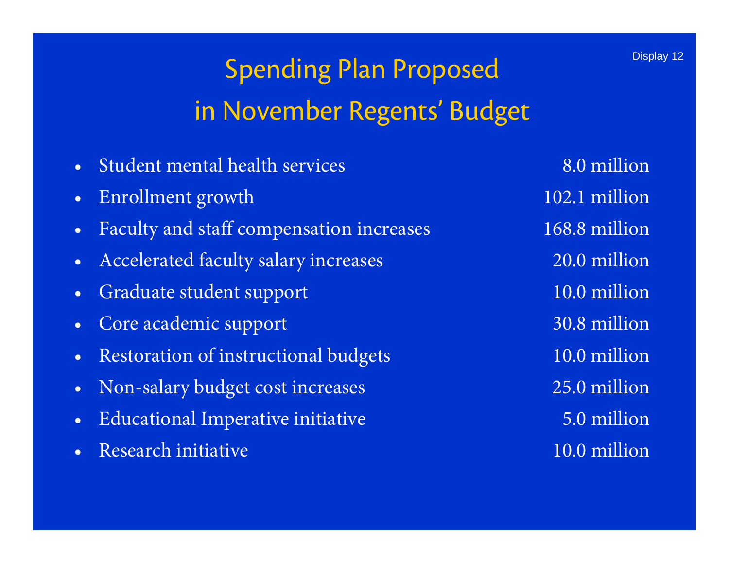# Spending Plan Proposed in November Regents' Budget

- Student mental health services 8.0 million
- Enrollment growth 102.1 million
- Faculty and staff compensation increases 168.8 million
- Accelerated faculty salary increases 20.0 million
- Graduate student support 10.0 million
- Core academic support 30.8 million
- Restoration of instructional budgets 10.0 million
- Non-salary budget cost increases 25.0 million
- Educational Imperative initiative 5.0 million
- Research initiative 10.0 million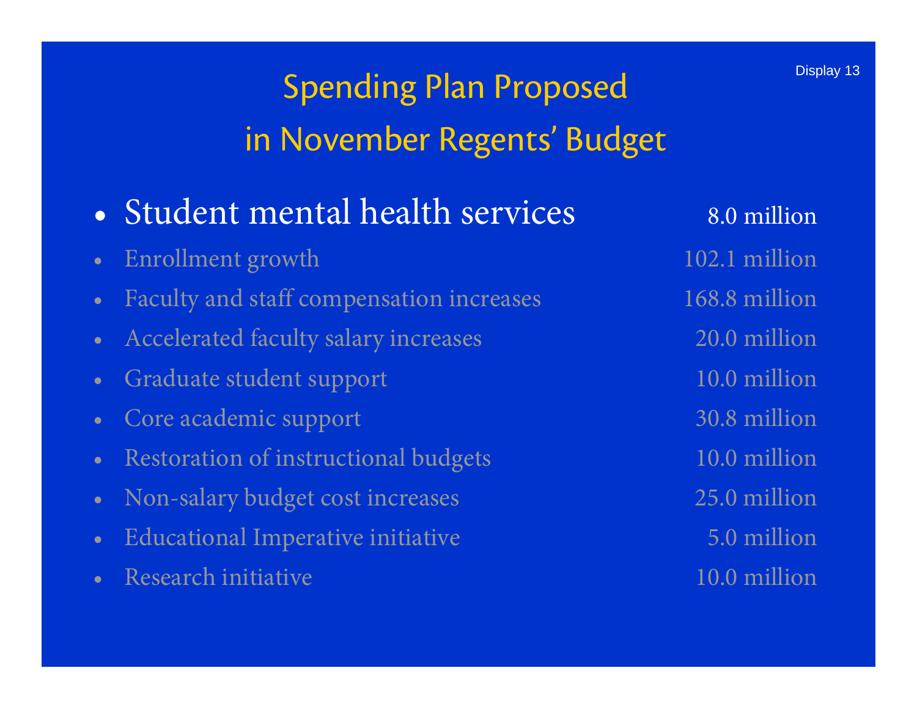Display 13

# Spending Plan Proposed in November Regents' Budget

- **Student mental health services** — 8.0 million
- Enrollment growth — 102.1 million
- Faculty and staff compensation increases — 168.8 million
- Accelerated faculty salary increases — 20.0 million
- Graduate student support — 10.0 million
- Core academic support — 30.8 million
- Restoration of instructional budgets — 10.0 million
- Non-salary budget cost increases — 25.0 million
- Educational Imperative initiative — 5.0 million
- Research initiative — 10.0 million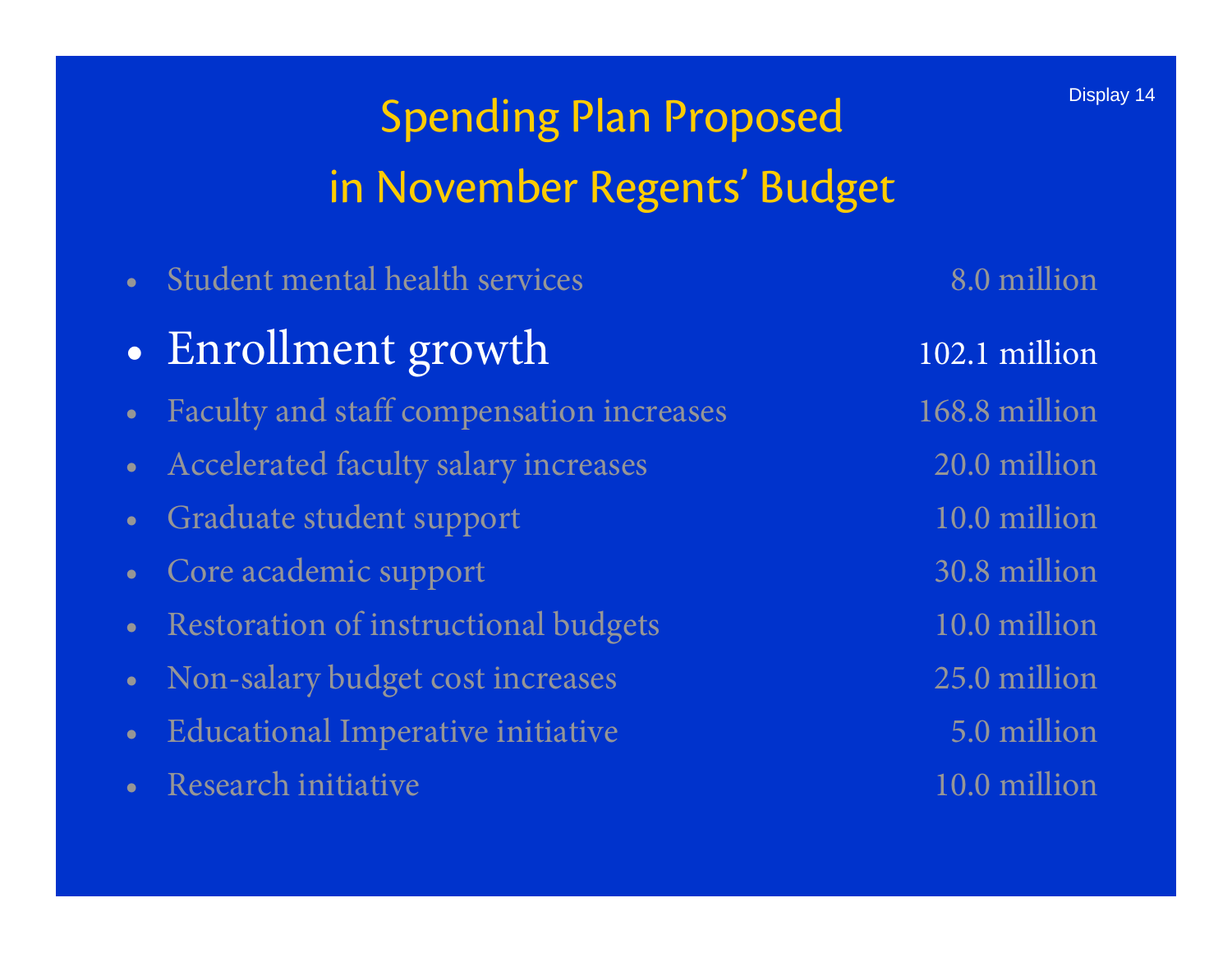# Spending Plan Proposed in November Regents' Budget

| Item | Amount |
| --- | --- |
| Student mental health services | 8.0 million |
| **Enrollment growth** | **102.1 million** |
| Faculty and staff compensation increases | 168.8 million |
| Accelerated faculty salary increases | 20.0 million |
| Graduate student support | 10.0 million |
| Core academic support | 30.8 million |
| Restoration of instructional budgets | 10.0 million |
| Non-salary budget cost increases | 25.0 million |
| Educational Imperative initiative | 5.0 million |
| Research initiative | 10.0 million |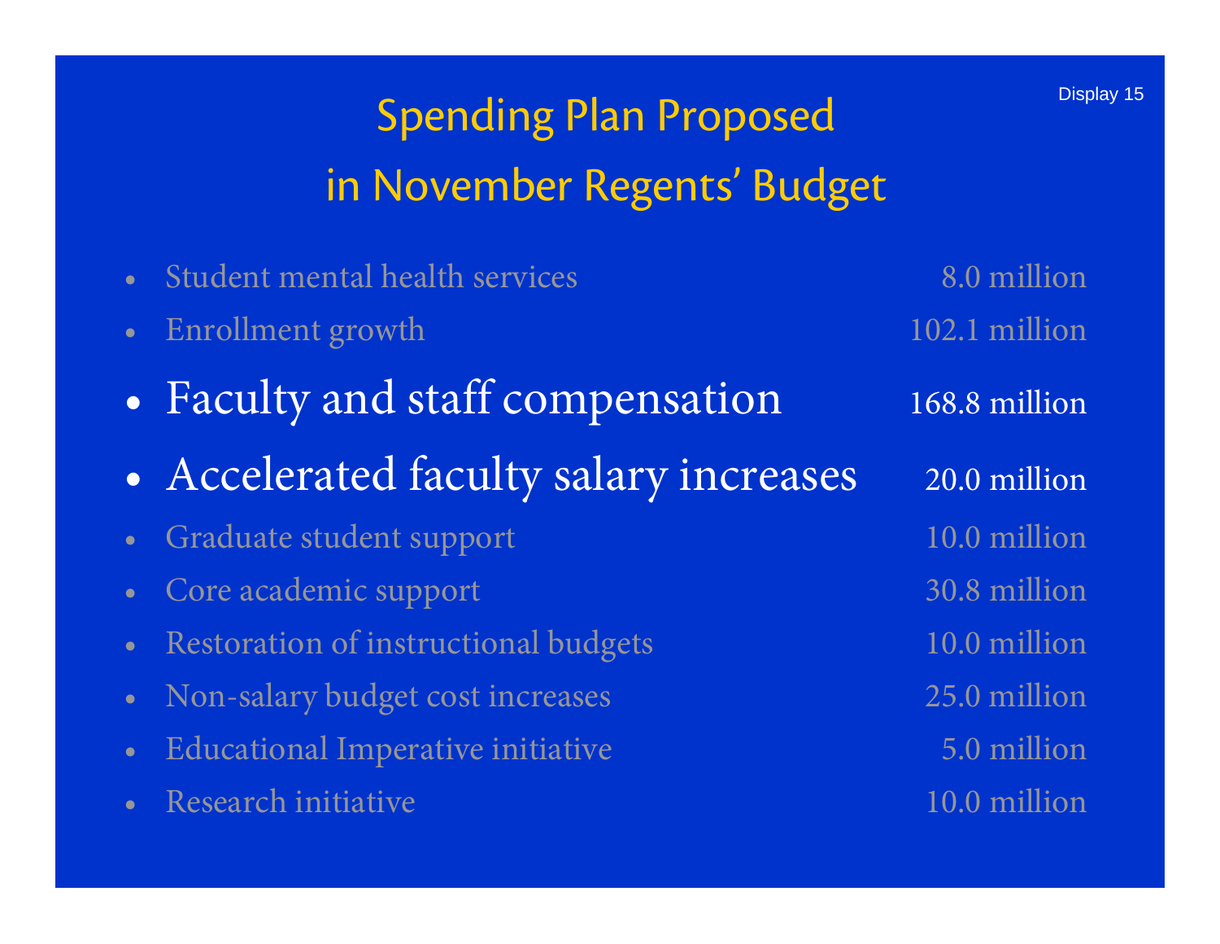# Spending Plan Proposed in November Regents' Budget

Display 15

| Item | Amount |
|---|---|
| Student mental health services | 8.0 million |
| Enrollment growth | 102.1 million |
| **Faculty and staff compensation** | **168.8 million** |
| **Accelerated faculty salary increases** | **20.0 million** |
| Graduate student support | 10.0 million |
| Core academic support | 30.8 million |
| Restoration of instructional budgets | 10.0 million |
| Non-salary budget cost increases | 25.0 million |
| Educational Imperative initiative | 5.0 million |
| Research initiative | 10.0 million |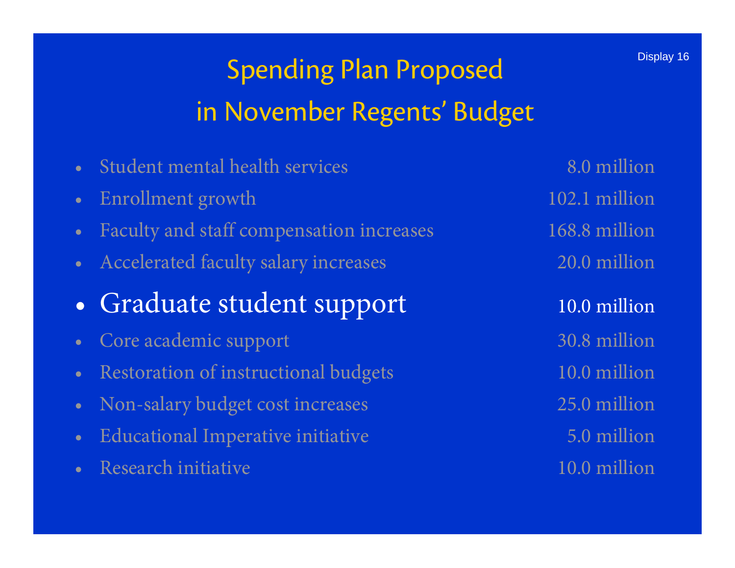# Spending Plan Proposed in November Regents' Budget

Display 16

- Student mental health services — 8.0 million
- Enrollment growth — 102.1 million
- Faculty and staff compensation increases — 168.8 million
- Accelerated faculty salary increases — 20.0 million
- **Graduate student support — 10.0 million**
- Core academic support — 30.8 million
- Restoration of instructional budgets — 10.0 million
- Non-salary budget cost increases — 25.0 million
- Educational Imperative initiative — 5.0 million
- Research initiative — 10.0 million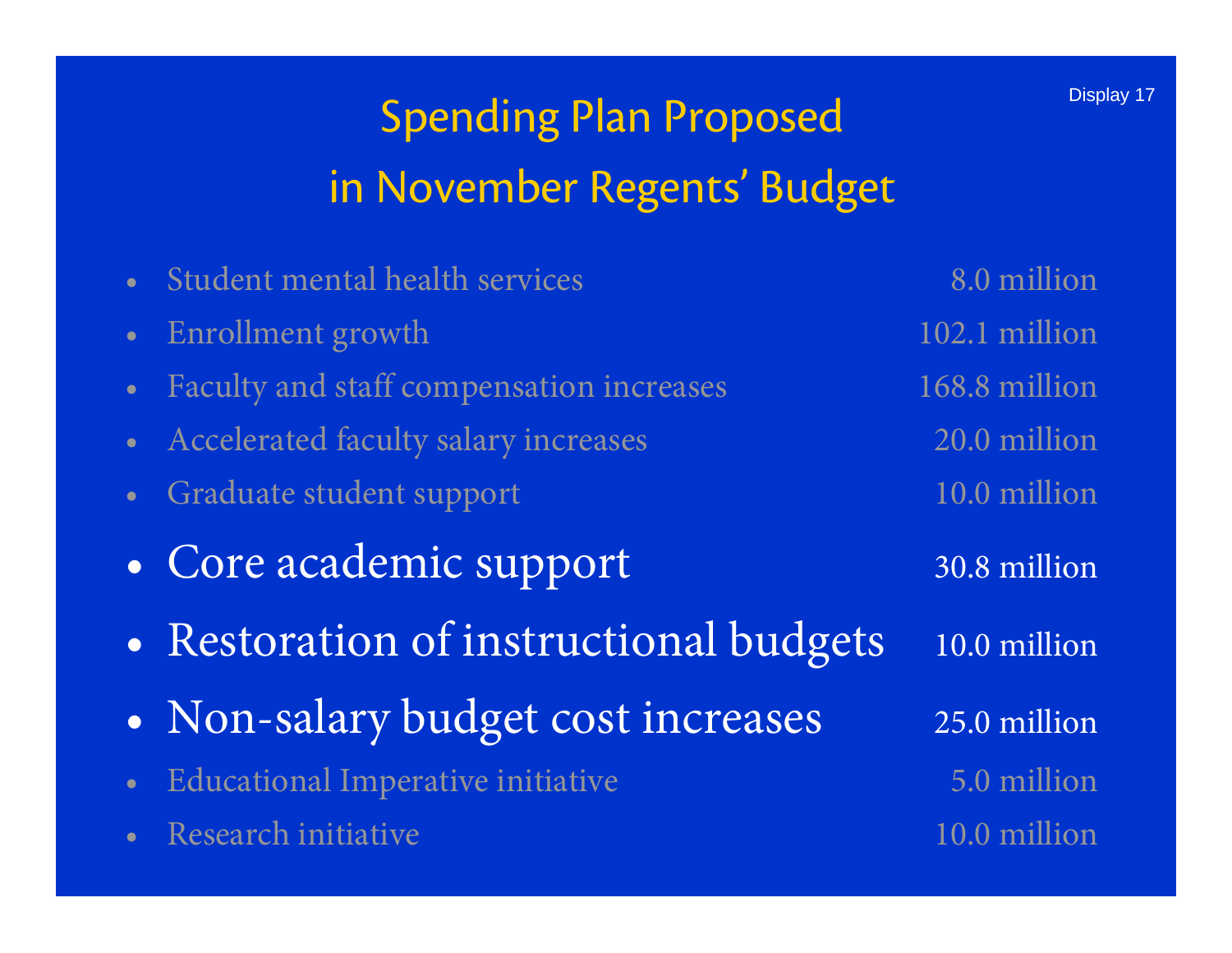# Spending Plan Proposed in November Regents' Budget

Display 17

- Student mental health services — 8.0 million
- Enrollment growth — 102.1 million
- Faculty and staff compensation increases — 168.8 million
- Accelerated faculty salary increases — 20.0 million
- Graduate student support — 10.0 million
- **Core academic support — 30.8 million**
- **Restoration of instructional budgets — 10.0 million**
- **Non-salary budget cost increases — 25.0 million**
- Educational Imperative initiative — 5.0 million
- Research initiative — 10.0 million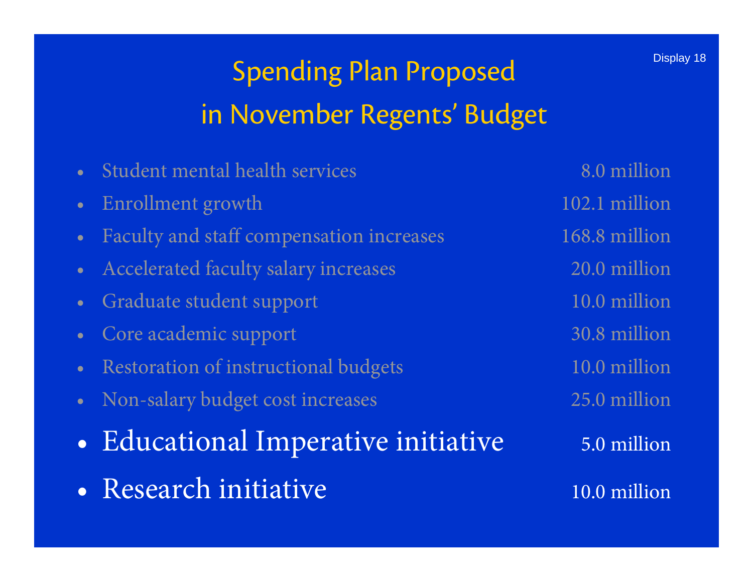# Spending Plan Proposed in November Regents' Budget

| Item | Amount |
|---|---|
| Student mental health services | 8.0 million |
| Enrollment growth | 102.1 million |
| Faculty and staff compensation increases | 168.8 million |
| Accelerated faculty salary increases | 20.0 million |
| Graduate student support | 10.0 million |
| Core academic support | 30.8 million |
| Restoration of instructional budgets | 10.0 million |
| Non-salary budget cost increases | 25.0 million |
| **Educational Imperative initiative** | **5.0 million** |
| **Research initiative** | **10.0 million** |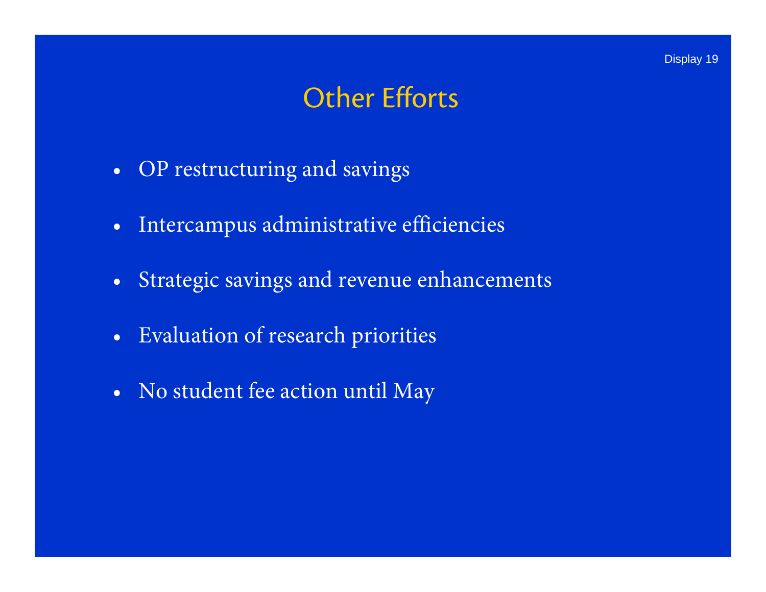Display 19

# Other Efforts

- OP restructuring and savings
- Intercampus administrative efficiencies
- Strategic savings and revenue enhancements
- Evaluation of research priorities
- No student fee action until May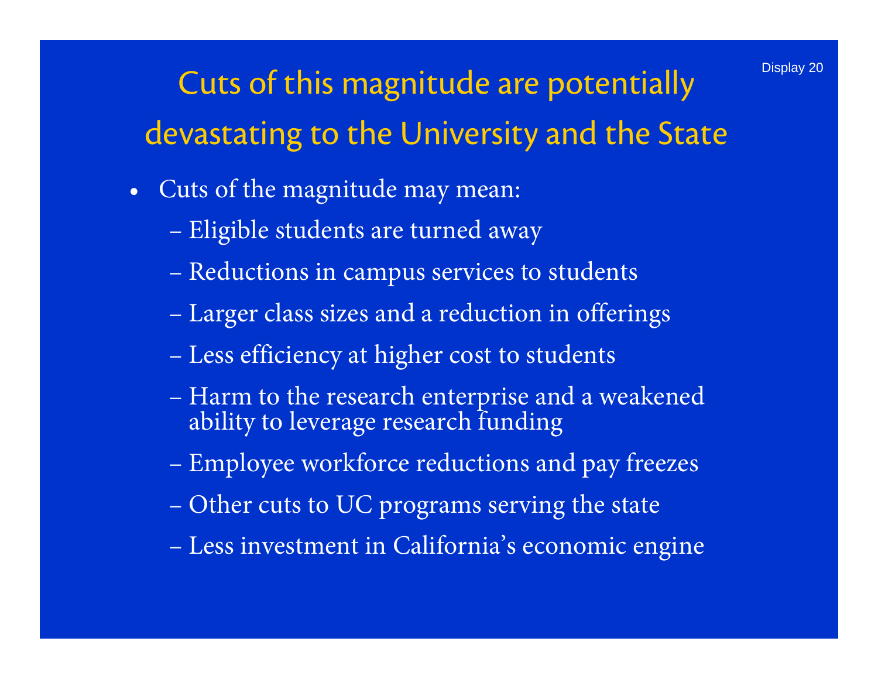# Cuts of this magnitude are potentially devastating to the University and the State

- Cuts of the magnitude may mean:
  - Eligible students are turned away
  - Reductions in campus services to students
  - Larger class sizes and a reduction in offerings
  - Less efficiency at higher cost to students
  - Harm to the research enterprise and a weakened ability to leverage research funding
  - Employee workforce reductions and pay freezes
  - Other cuts to UC programs serving the state
  - Less investment in California's economic engine